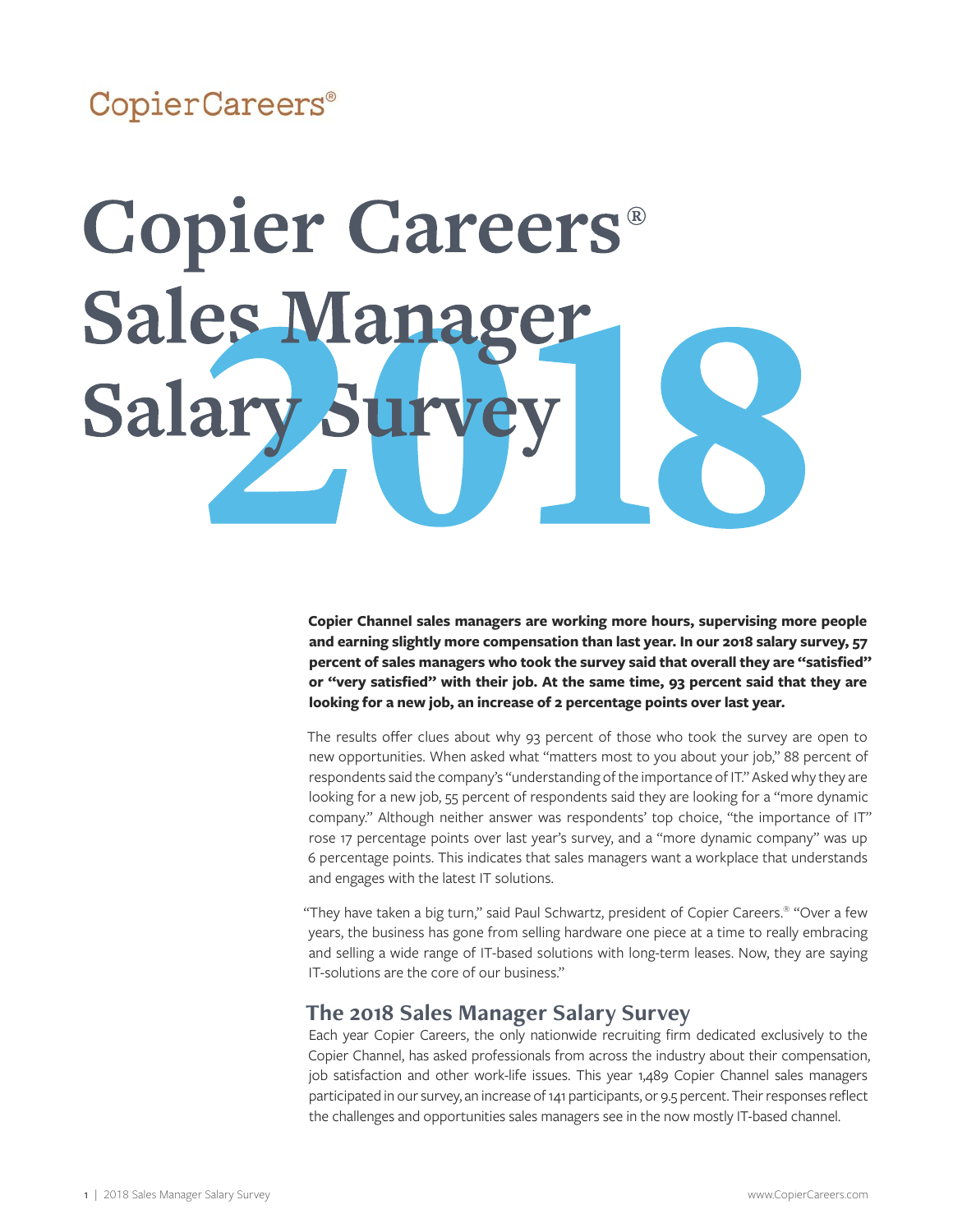CopierCareers®

# Copier Careers® Sales Manager Salary Survey 2018

**Copier Channel sales managers are working more hours, supervising more people and earning slightly more compensation than last year. In our 2018 salary survey, 57 percent of sales managers who took the survey said that overall they are "satisfied" or "very satisfied" with their job. At the same time, 93 percent said that they are looking for a new job, an increase of 2 percentage points over last year.**

The results offer clues about why 93 percent of those who took the survey are open to new opportunities. When asked what "matters most to you about your job," 88 percent of respondents said the company's "understanding of the importance of IT." Asked why they are looking for a new job, 55 percent of respondents said they are looking for a "more dynamic company." Although neither answer was respondents' top choice, "the importance of IT" rose 17 percentage points over last year's survey, and a "more dynamic company" was up 6 percentage points. This indicates that sales managers want a workplace that understands and engages with the latest IT solutions.

"They have taken a big turn," said Paul Schwartz, president of Copier Careers.® "Over a few years, the business has gone from selling hardware one piece at a time to really embracing and selling a wide range of IT-based solutions with long-term leases. Now, they are saying IT-solutions are the core of our business."

## The 2018 Sales Manager Salary Survey

Each year Copier Careers, the only nationwide recruiting firm dedicated exclusively to the Copier Channel, has asked professionals from across the industry about their compensation, job satisfaction and other work-life issues. This year 1,489 Copier Channel sales managers participated in our survey, an increase of 141 participants, or 9.5 percent. Their responses reflect the challenges and opportunities sales managers see in the now mostly IT-based channel.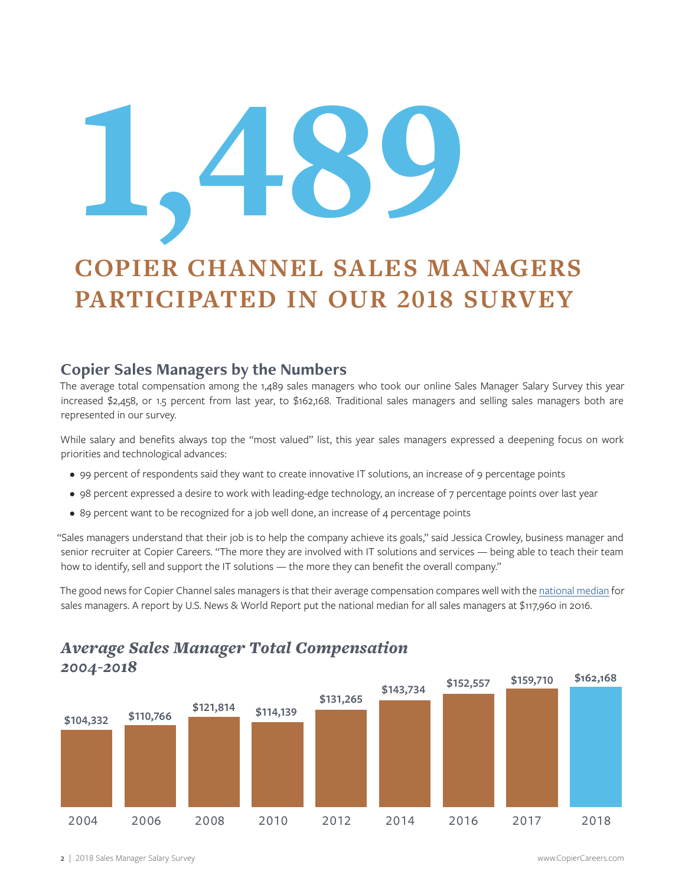# 1,489

## COPIER CHANNEL SALES MANAGERS PARTICIPATED IN OUR 2018 SURVEY

### Copier Sales Managers by the Numbers

The average total compensation among the 1,489 sales managers who took our online Sales Manager Salary Survey this year increased $2,458, or 1.5 percent from last year, to $162,168. Traditional sales managers and selling sales managers both are represented in our survey.

While salary and benefits always top the "most valued" list, this year sales managers expressed a deepening focus on work priorities and technological advances:

- 99 percent of respondents said they want to create innovative IT solutions, an increase of 9 percentage points
- 98 percent expressed a desire to work with leading-edge technology, an increase of 7 percentage points over last year
- 89 percent want to be recognized for a job well done, an increase of 4 percentage points

"Sales managers understand that their job is to help the company achieve its goals," said Jessica Crowley, business manager and senior recruiter at Copier Careers. "The more they are involved with IT solutions and services — being able to teach their team how to identify, sell and support the IT solutions — the more they can benefit the overall company."

The good news for Copier Channel sales managers is that their average compensation compares well with the national median for sales managers. A report by U.S. News & World Report put the national median for all sales managers at $117,960 in 2016.

### *Average Sales Manager Total Compensation 2004-2018*

| Year | Average Total Compensation |
|---|---|
| 2004 | $104,332 |
| 2006 | $110,766 |
| 2008 | $121,814 |
| 2010 | $114,139 |
| 2012 | $131,265 |
| 2014 | $143,734 |
| 2016 | $152,557 |
| 2017 | $159,710 |
| 2018 | $162,168 |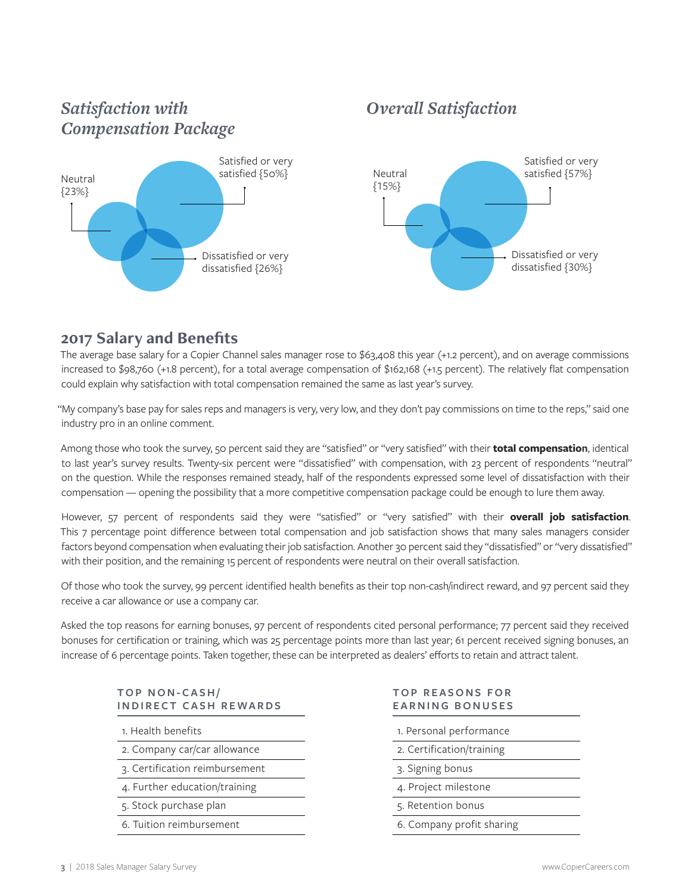## *Satisfaction with Compensation Package*

Neutral {23%}

Satisfied or very satisfied {50%}

Dissatisfied or very dissatisfied {26%}

## *Overall Satisfaction*

Neutral {15%}

Satisfied or very satisfied {57%}

Dissatisfied or very dissatisfied {30%}

## 2017 Salary and Benefits

The average base salary for a Copier Channel sales manager rose to $63,408 this year (+1.2 percent), and on average commissions increased to $98,760 (+1.8 percent), for a total average compensation of $162,168 (+1.5 percent). The relatively flat compensation could explain why satisfaction with total compensation remained the same as last year's survey.

"My company's base pay for sales reps and managers is very, very low, and they don't pay commissions on time to the reps," said one industry pro in an online comment.

Among those who took the survey, 50 percent said they are "satisfied" or "very satisfied" with their **total compensation**, identical to last year's survey results. Twenty-six percent were "dissatisfied" with compensation, with 23 percent of respondents "neutral" on the question. While the responses remained steady, half of the respondents expressed some level of dissatisfaction with their compensation — opening the possibility that a more competitive compensation package could be enough to lure them away.

However, 57 percent of respondents said they were "satisfied" or "very satisfied" with their **overall job satisfaction**. This 7 percentage point difference between total compensation and job satisfaction shows that many sales managers consider factors beyond compensation when evaluating their job satisfaction. Another 30 percent said they "dissatisfied" or "very dissatisfied" with their position, and the remaining 15 percent of respondents were neutral on their overall satisfaction.

Of those who took the survey, 99 percent identified health benefits as their top non-cash/indirect reward, and 97 percent said they receive a car allowance or use a company car.

Asked the top reasons for earning bonuses, 97 percent of respondents cited personal performance; 77 percent said they received bonuses for certification or training, which was 25 percentage points more than last year; 61 percent received signing bonuses, an increase of 6 percentage points. Taken together, these can be interpreted as dealers' efforts to retain and attract talent.

| TOP NON-CASH/ INDIRECT CASH REWARDS |
|---|
| 1. Health benefits |
| 2. Company car/car allowance |
| 3. Certification reimbursement |
| 4. Further education/training |
| 5. Stock purchase plan |
| 6. Tuition reimbursement |

| TOP REASONS FOR EARNING BONUSES |
|---|
| 1. Personal performance |
| 2. Certification/training |
| 3. Signing bonus |
| 4. Project milestone |
| 5. Retention bonus |
| 6. Company profit sharing |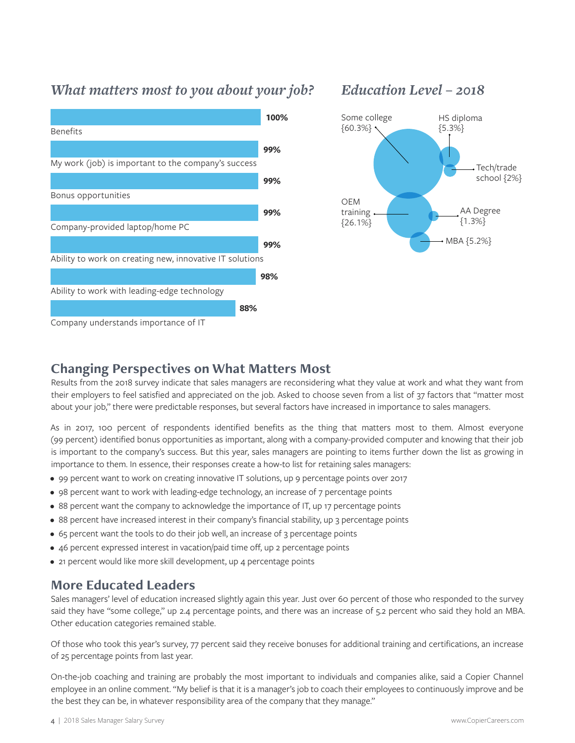### *What matters most to you about your job?*

| Factor | Percent |
|---|---|
| Benefits | 100% |
| My work (job) is important to the company's success | 99% |
| Bonus opportunities | 99% |
| Company-provided laptop/home PC | 99% |
| Ability to work on creating new, innovative IT solutions | 99% |
| Ability to work with leading-edge technology | 98% |
| Company understands importance of IT | 88% |

### *Education Level – 2018*

| Education | Percent |
|---|---|
| Some college | {60.3%} |
| HS diploma | {5.3%} |
| Tech/trade school | {2%} |
| OEM training | {26.1%} |
| AA Degree | {1.3%} |
| MBA | {5.2%} |

## Changing Perspectives on What Matters Most

Results from the 2018 survey indicate that sales managers are reconsidering what they value at work and what they want from their employers to feel satisfied and appreciated on the job. Asked to choose seven from a list of 37 factors that "matter most about your job," there were predictable responses, but several factors have increased in importance to sales managers.

As in 2017, 100 percent of respondents identified benefits as the thing that matters most to them. Almost everyone (99 percent) identified bonus opportunities as important, along with a company-provided computer and knowing that their job is important to the company's success. But this year, sales managers are pointing to items further down the list as growing in importance to them. In essence, their responses create a how-to list for retaining sales managers:

- 99 percent want to work on creating innovative IT solutions, up 9 percentage points over 2017
- 98 percent want to work with leading-edge technology, an increase of 7 percentage points
- 88 percent want the company to acknowledge the importance of IT, up 17 percentage points
- 88 percent have increased interest in their company's financial stability, up 3 percentage points
- 65 percent want the tools to do their job well, an increase of 3 percentage points
- 46 percent expressed interest in vacation/paid time off, up 2 percentage points
- 21 percent would like more skill development, up 4 percentage points

## More Educated Leaders

Sales managers' level of education increased slightly again this year. Just over 60 percent of those who responded to the survey said they have "some college," up 2.4 percentage points, and there was an increase of 5.2 percent who said they hold an MBA. Other education categories remained stable.

Of those who took this year's survey, 77 percent said they receive bonuses for additional training and certifications, an increase of 25 percentage points from last year.

On-the-job coaching and training are probably the most important to individuals and companies alike, said a Copier Channel employee in an online comment. "My belief is that it is a manager's job to coach their employees to continuously improve and be the best they can be, in whatever responsibility area of the company that they manage."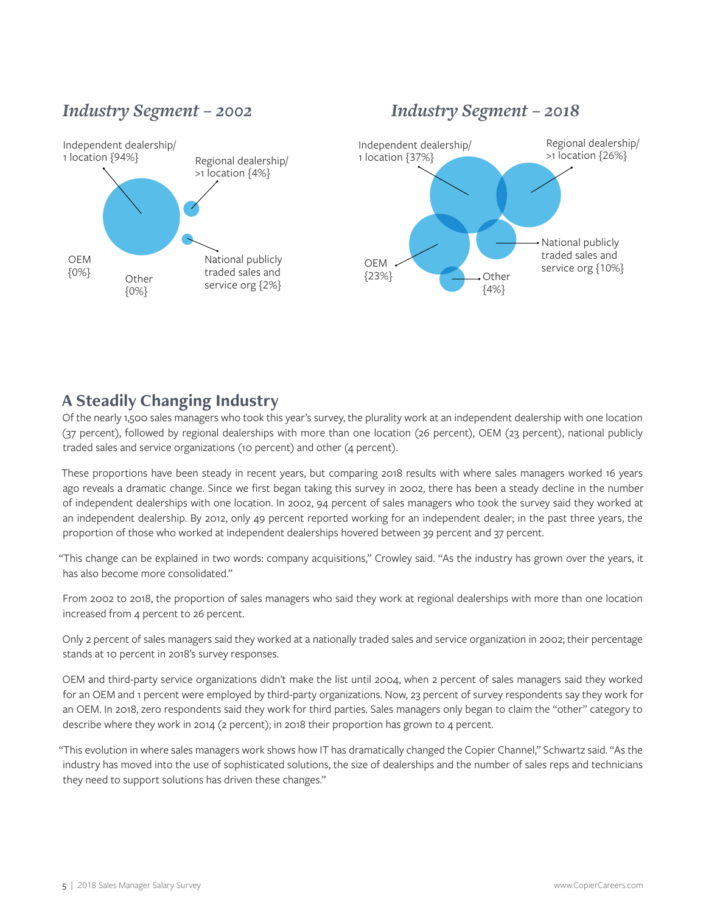### *Industry Segment – 2002*

Independent dealership/ 1 location {94%}

Regional dealership/ >1 location {4%}

National publicly traded sales and service org {2%}

OEM {0%}

Other {0%}

### *Industry Segment – 2018*

Independent dealership/ 1 location {37%}

Regional dealership/ >1 location {26%}

National publicly traded sales and service org {10%}

OEM {23%}

Other {4%}

## A Steadily Changing Industry

Of the nearly 1,500 sales managers who took this year's survey, the plurality work at an independent dealership with one location (37 percent), followed by regional dealerships with more than one location (26 percent), OEM (23 percent), national publicly traded sales and service organizations (10 percent) and other (4 percent).

These proportions have been steady in recent years, but comparing 2018 results with where sales managers worked 16 years ago reveals a dramatic change. Since we first began taking this survey in 2002, there has been a steady decline in the number of independent dealerships with one location. In 2002, 94 percent of sales managers who took the survey said they worked at an independent dealership. By 2012, only 49 percent reported working for an independent dealer; in the past three years, the proportion of those who worked at independent dealerships hovered between 39 percent and 37 percent.

"This change can be explained in two words: company acquisitions," Crowley said. "As the industry has grown over the years, it has also become more consolidated."

From 2002 to 2018, the proportion of sales managers who said they work at regional dealerships with more than one location increased from 4 percent to 26 percent.

Only 2 percent of sales managers said they worked at a nationally traded sales and service organization in 2002; their percentage stands at 10 percent in 2018's survey responses.

OEM and third-party service organizations didn't make the list until 2004, when 2 percent of sales managers said they worked for an OEM and 1 percent were employed by third-party organizations. Now, 23 percent of survey respondents say they work for an OEM. In 2018, zero respondents said they work for third parties. Sales managers only began to claim the "other" category to describe where they work in 2014 (2 percent); in 2018 their proportion has grown to 4 percent.

"This evolution in where sales managers work shows how IT has dramatically changed the Copier Channel," Schwartz said. "As the industry has moved into the use of sophisticated solutions, the size of dealerships and the number of sales reps and technicians they need to support solutions has driven these changes."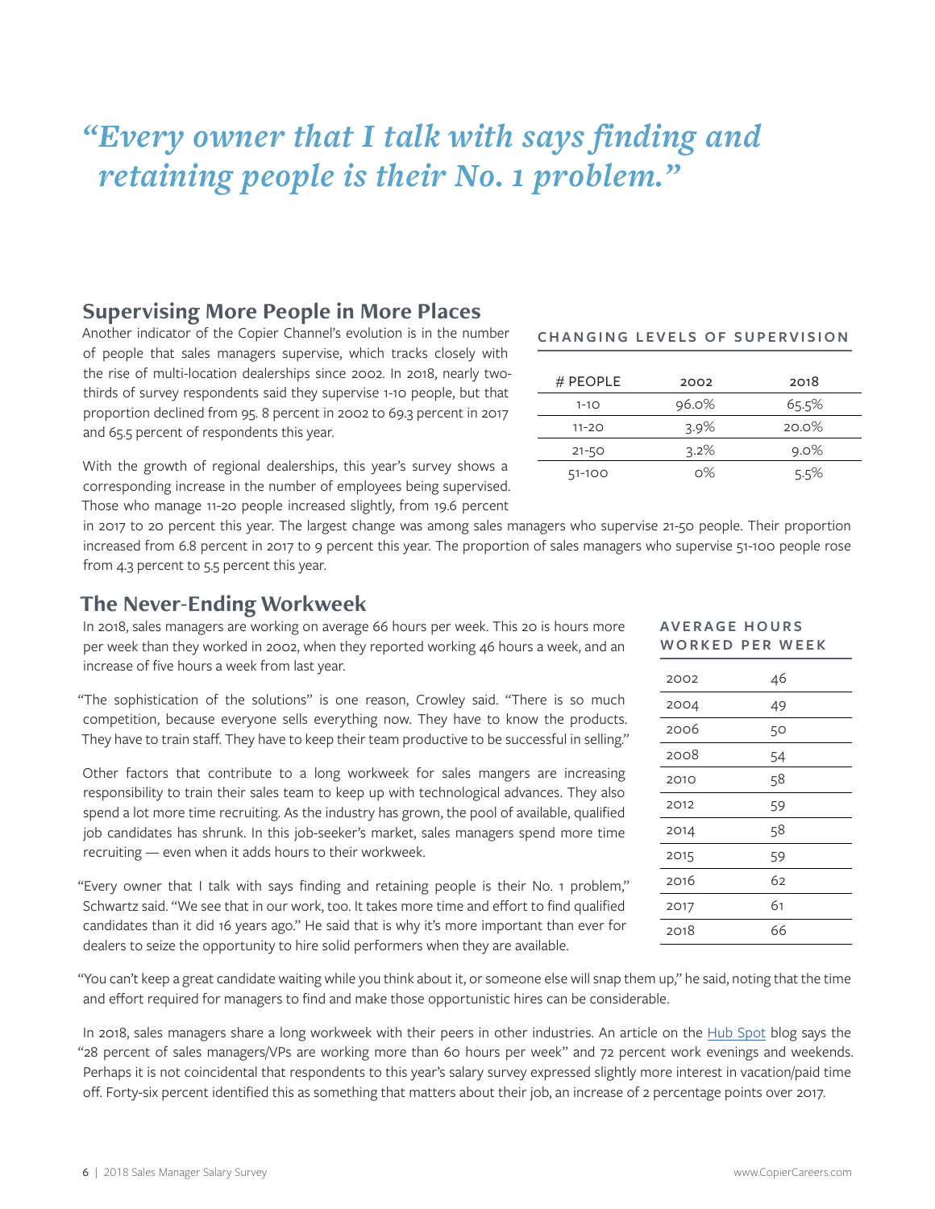*"Every owner that I talk with says finding and retaining people is their No. 1 problem."*

## Supervising More People in More Places

Another indicator of the Copier Channel's evolution is in the number of people that sales managers supervise, which tracks closely with the rise of multi-location dealerships since 2002. In 2018, nearly two-thirds of survey respondents said they supervise 1-10 people, but that proportion declined from 95. 8 percent in 2002 to 69.3 percent in 2017 and 65.5 percent of respondents this year.

**CHANGING LEVELS OF SUPERVISION**

| # PEOPLE | 2002 | 2018 |
|---|---|---|
| 1-10 | 96.0% | 65.5% |
| 11-20 | 3.9% | 20.0% |
| 21-50 | 3.2% | 9.0% |
| 51-100 | 0% | 5.5% |

With the growth of regional dealerships, this year's survey shows a corresponding increase in the number of employees being supervised. Those who manage 11-20 people increased slightly, from 19.6 percent in 2017 to 20 percent this year. The largest change was among sales managers who supervise 21-50 people. Their proportion increased from 6.8 percent in 2017 to 9 percent this year. The proportion of sales managers who supervise 51-100 people rose from 4.3 percent to 5.5 percent this year.

## The Never-Ending Workweek

In 2018, sales managers are working on average 66 hours per week. This 20 is hours more per week than they worked in 2002, when they reported working 46 hours a week, and an increase of five hours a week from last year.

**AVERAGE HOURS WORKED PER WEEK**

| | |
|---|---|
| 2002 | 46 |
| 2004 | 49 |
| 2006 | 50 |
| 2008 | 54 |
| 2010 | 58 |
| 2012 | 59 |
| 2014 | 58 |
| 2015 | 59 |
| 2016 | 62 |
| 2017 | 61 |
| 2018 | 66 |

"The sophistication of the solutions" is one reason, Crowley said. "There is so much competition, because everyone sells everything now. They have to know the products. They have to train staff. They have to keep their team productive to be successful in selling."

Other factors that contribute to a long workweek for sales mangers are increasing responsibility to train their sales team to keep up with technological advances. They also spend a lot more time recruiting. As the industry has grown, the pool of available, qualified job candidates has shrunk. In this job-seeker's market, sales managers spend more time recruiting — even when it adds hours to their workweek.

"Every owner that I talk with says finding and retaining people is their No. 1 problem," Schwartz said. "We see that in our work, too. It takes more time and effort to find qualified candidates than it did 16 years ago." He said that is why it's more important than ever for dealers to seize the opportunity to hire solid performers when they are available.

"You can't keep a great candidate waiting while you think about it, or someone else will snap them up," he said, noting that the time and effort required for managers to find and make those opportunistic hires can be considerable.

In 2018, sales managers share a long workweek with their peers in other industries. An article on the Hub Spot blog says the "28 percent of sales managers/VPs are working more than 60 hours per week" and 72 percent work evenings and weekends. Perhaps it is not coincidental that respondents to this year's salary survey expressed slightly more interest in vacation/paid time off. Forty-six percent identified this as something that matters about their job, an increase of 2 percentage points over 2017.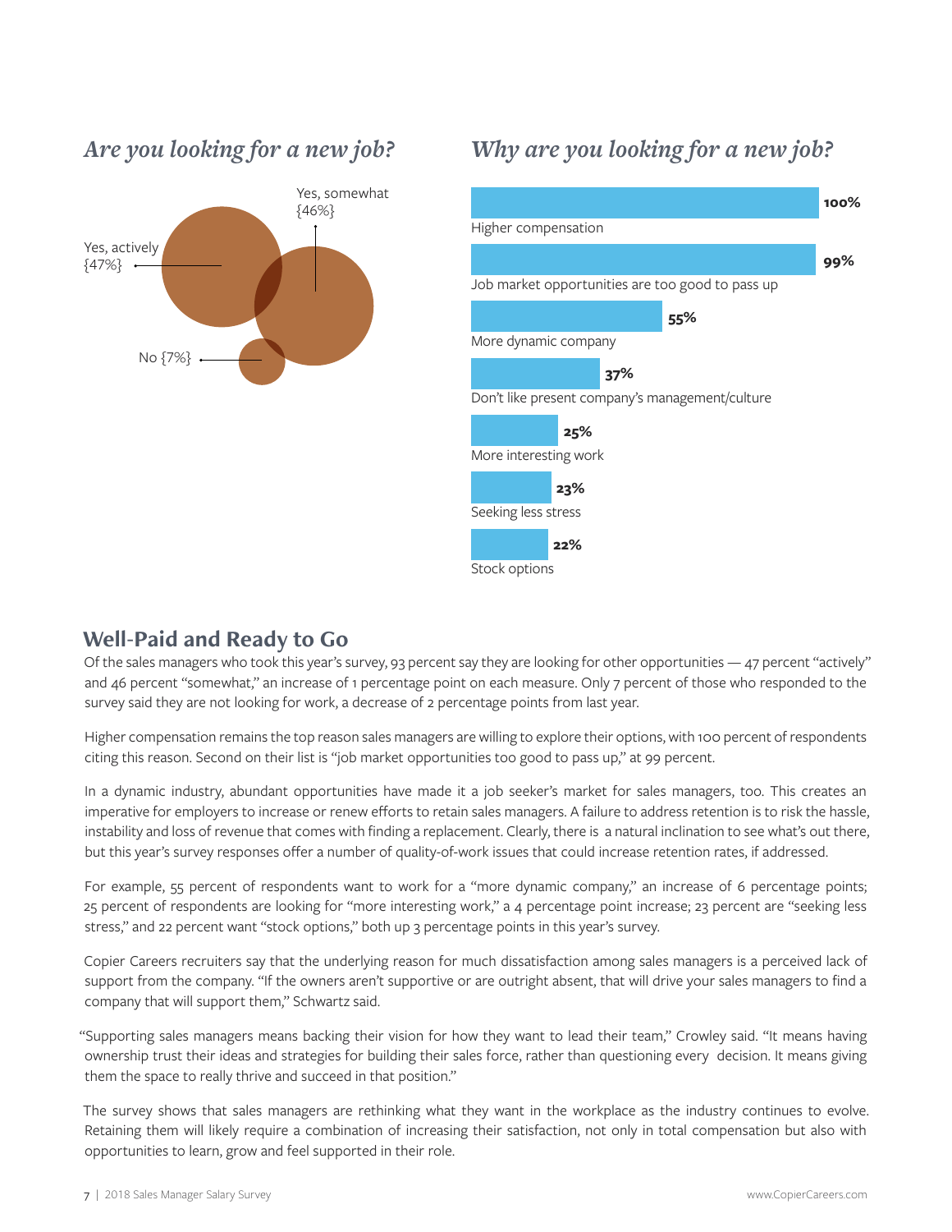## *Are you looking for a new job?*

Yes, actively {47%}

Yes, somewhat {46%}

No {7%}

## *Why are you looking for a new job?*

| Reason | Percent |
|---|---|
| Higher compensation | 100% |
| Job market opportunities are too good to pass up | 99% |
| More dynamic company | 55% |
| Don't like present company's management/culture | 37% |
| More interesting work | 25% |
| Seeking less stress | 23% |
| Stock options | 22% |

## Well-Paid and Ready to Go

Of the sales managers who took this year's survey, 93 percent say they are looking for other opportunities — 47 percent "actively" and 46 percent "somewhat," an increase of 1 percentage point on each measure. Only 7 percent of those who responded to the survey said they are not looking for work, a decrease of 2 percentage points from last year.

Higher compensation remains the top reason sales managers are willing to explore their options, with 100 percent of respondents citing this reason. Second on their list is "job market opportunities too good to pass up," at 99 percent.

In a dynamic industry, abundant opportunities have made it a job seeker's market for sales managers, too. This creates an imperative for employers to increase or renew efforts to retain sales managers. A failure to address retention is to risk the hassle, instability and loss of revenue that comes with finding a replacement. Clearly, there is a natural inclination to see what's out there, but this year's survey responses offer a number of quality-of-work issues that could increase retention rates, if addressed.

For example, 55 percent of respondents want to work for a "more dynamic company," an increase of 6 percentage points; 25 percent of respondents are looking for "more interesting work," a 4 percentage point increase; 23 percent are "seeking less stress," and 22 percent want "stock options," both up 3 percentage points in this year's survey.

Copier Careers recruiters say that the underlying reason for much dissatisfaction among sales managers is a perceived lack of support from the company. "If the owners aren't supportive or are outright absent, that will drive your sales managers to find a company that will support them," Schwartz said.

"Supporting sales managers means backing their vision for how they want to lead their team," Crowley said. "It means having ownership trust their ideas and strategies for building their sales force, rather than questioning every decision. It means giving them the space to really thrive and succeed in that position."

The survey shows that sales managers are rethinking what they want in the workplace as the industry continues to evolve. Retaining them will likely require a combination of increasing their satisfaction, not only in total compensation but also with opportunities to learn, grow and feel supported in their role.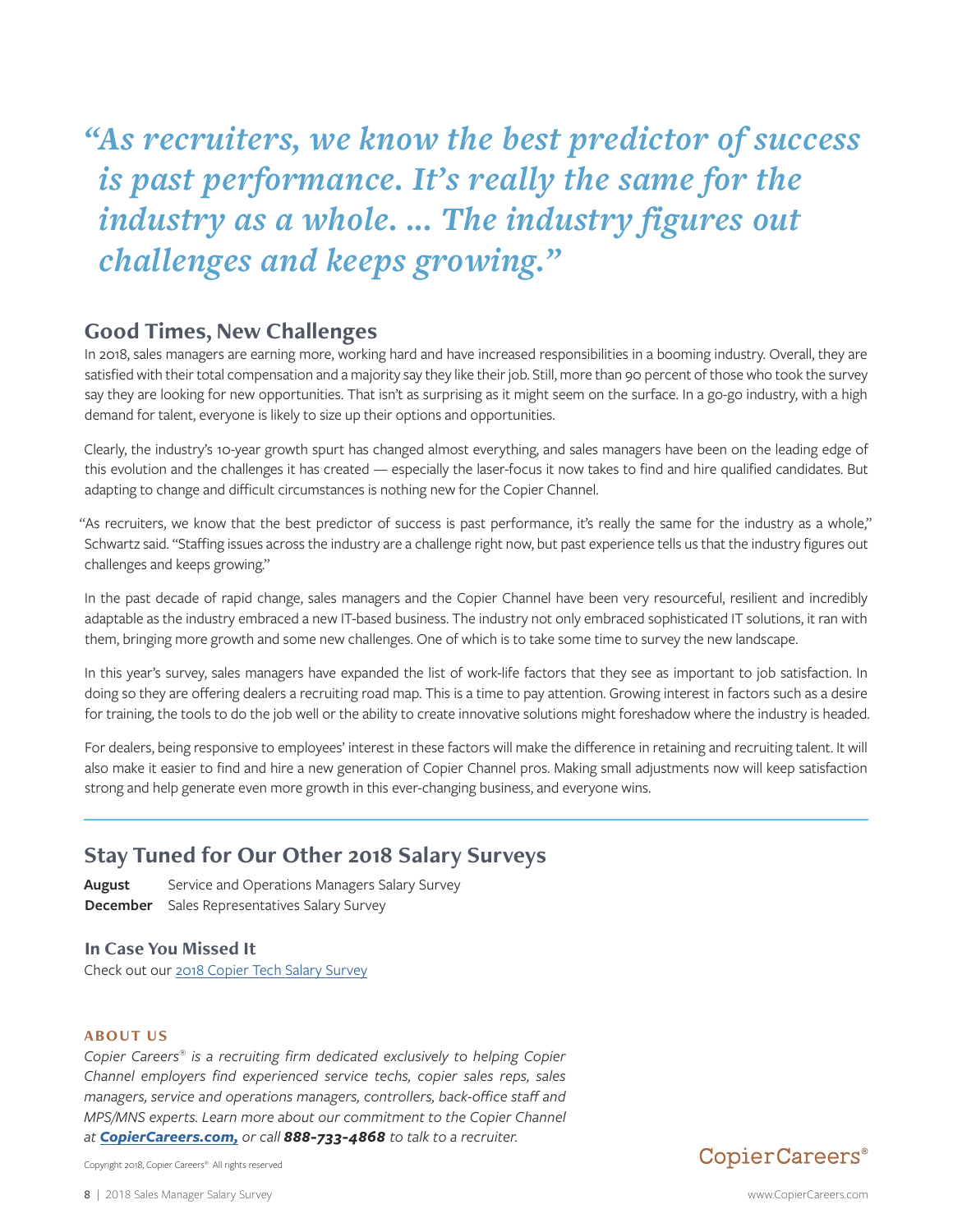*"As recruiters, we know the best predictor of success is past performance. It's really the same for the industry as a whole. … The industry figures out challenges and keeps growing."*

## Good Times, New Challenges

In 2018, sales managers are earning more, working hard and have increased responsibilities in a booming industry. Overall, they are satisfied with their total compensation and a majority say they like their job. Still, more than 90 percent of those who took the survey say they are looking for new opportunities. That isn't as surprising as it might seem on the surface. In a go-go industry, with a high demand for talent, everyone is likely to size up their options and opportunities.

Clearly, the industry's 10-year growth spurt has changed almost everything, and sales managers have been on the leading edge of this evolution and the challenges it has created — especially the laser-focus it now takes to find and hire qualified candidates. But adapting to change and difficult circumstances is nothing new for the Copier Channel.

"As recruiters, we know that the best predictor of success is past performance, it's really the same for the industry as a whole," Schwartz said. "Staffing issues across the industry are a challenge right now, but past experience tells us that the industry figures out challenges and keeps growing."

In the past decade of rapid change, sales managers and the Copier Channel have been very resourceful, resilient and incredibly adaptable as the industry embraced a new IT-based business. The industry not only embraced sophisticated IT solutions, it ran with them, bringing more growth and some new challenges. One of which is to take some time to survey the new landscape.

In this year's survey, sales managers have expanded the list of work-life factors that they see as important to job satisfaction. In doing so they are offering dealers a recruiting road map. This is a time to pay attention. Growing interest in factors such as a desire for training, the tools to do the job well or the ability to create innovative solutions might foreshadow where the industry is headed.

For dealers, being responsive to employees' interest in these factors will make the difference in retaining and recruiting talent. It will also make it easier to find and hire a new generation of Copier Channel pros. Making small adjustments now will keep satisfaction strong and help generate even more growth in this ever-changing business, and everyone wins.

---

## Stay Tuned for Our Other 2018 Salary Surveys

**August** Service and Operations Managers Salary Survey
**December** Sales Representatives Salary Survey

### In Case You Missed It

Check out our 2018 Copier Tech Salary Survey

### ABOUT US

*Copier Careers® is a recruiting firm dedicated exclusively to helping Copier Channel employers find experienced service techs, copier sales reps, sales managers, service and operations managers, controllers, back-office staff and MPS/MNS experts. Learn more about our commitment to the Copier Channel at* ***CopierCareers.com,*** *or call* ***888-733-4868*** *to talk to a recruiter.*

Copyright 2018, Copier Careers®. All rights reserved

CopierCareers®